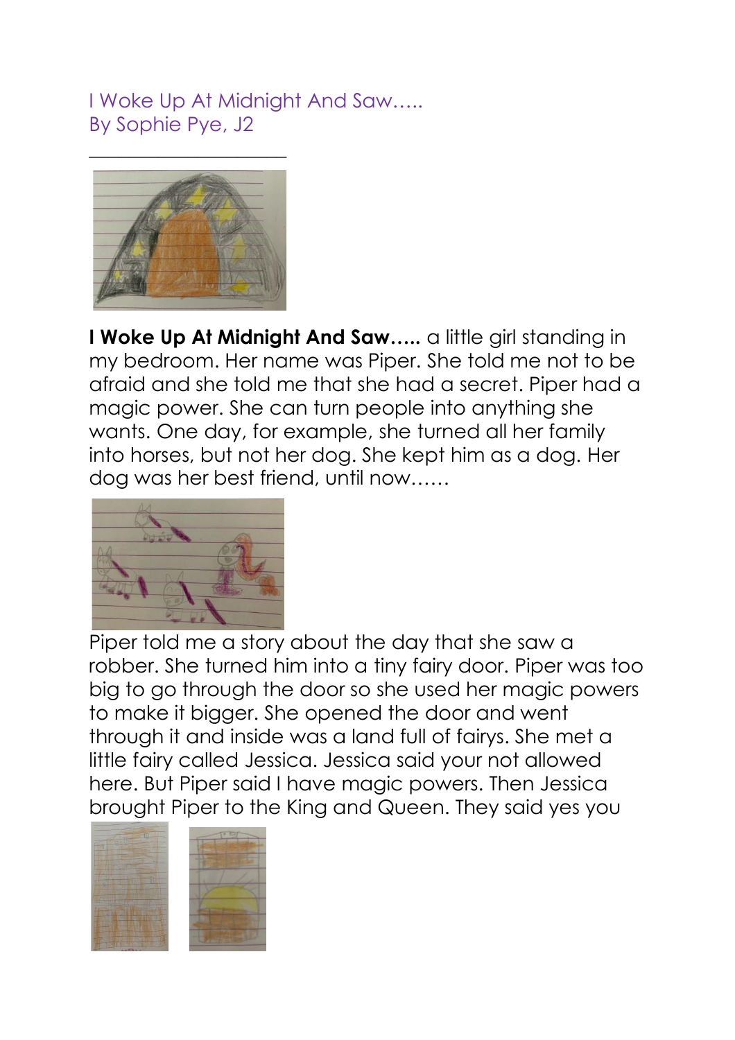I Woke Up At Midnight And Saw…..
By Sophie Pye, J2

**I Woke Up At Midnight And Saw…..** a little girl standing in my bedroom. Her name was Piper. She told me not to be afraid and she told me that she had a secret. Piper had a magic power. She can turn people into anything she wants. One day, for example, she turned all her family into horses, but not her dog. She kept him as a dog. Her dog was her best friend, until now……

Piper told me a story about the day that she saw a robber. She turned him into a tiny fairy door. Piper was too big to go through the door so she used her magic powers to make it bigger. She opened the door and went through it and inside was a land full of fairys. She met a little fairy called Jessica. Jessica said your not allowed here. But Piper said I have magic powers. Then Jessica brought Piper to the King and Queen. They said yes you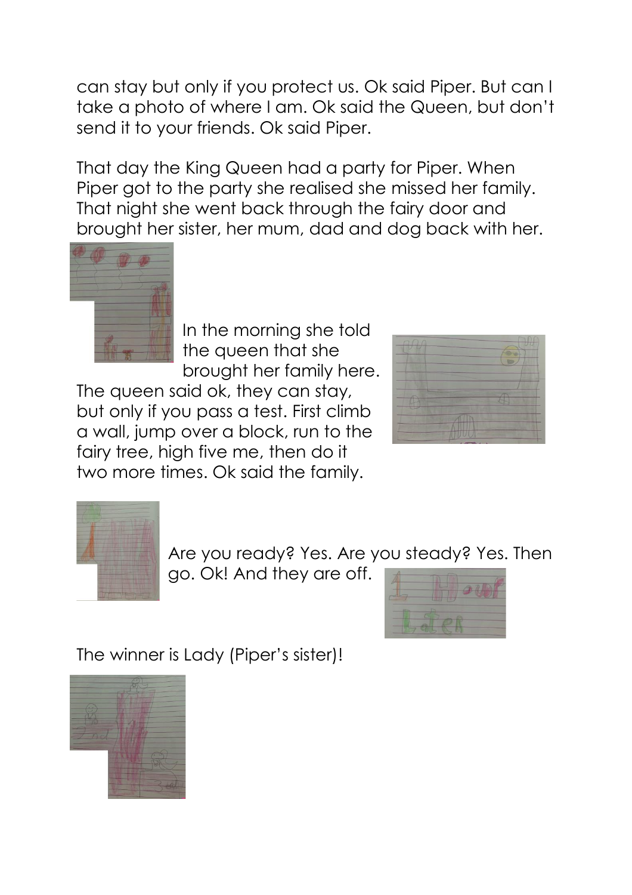can stay but only if you protect us. Ok said Piper. But can I take a photo of where I am. Ok said the Queen, but don't send it to your friends. Ok said Piper.

That day the King Queen had a party for Piper. When Piper got to the party she realised she missed her family. That night she went back through the fairy door and brought her sister, her mum, dad and dog back with her.

In the morning she told the queen that she brought her family here. The queen said ok, they can stay, but only if you pass a test. First climb a wall, jump over a block, run to the fairy tree, high five me, then do it two more times. Ok said the family.

Are you ready? Yes. Are you steady? Yes. Then go. Ok! And they are off.

The winner is Lady (Piper's sister)!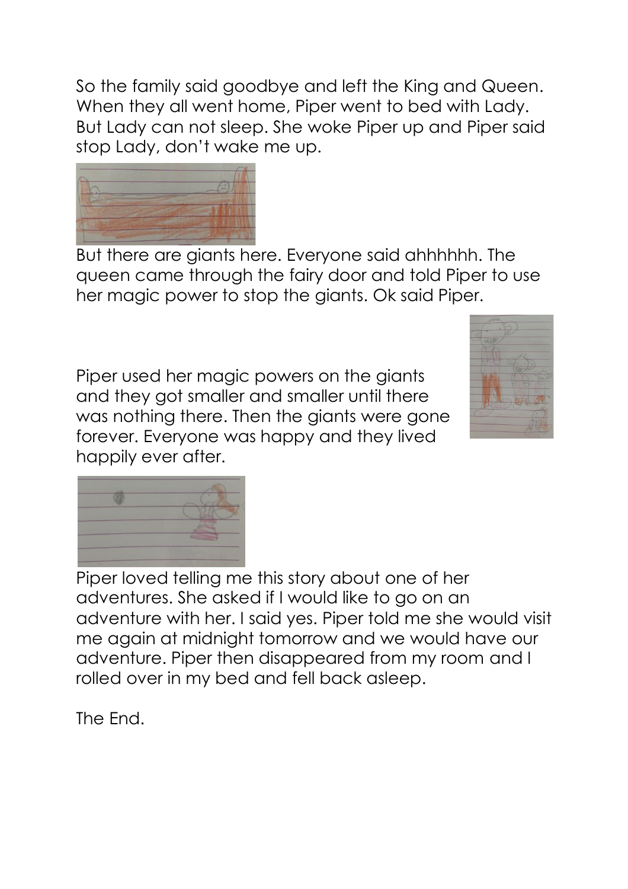So the family said goodbye and left the King and Queen. When they all went home, Piper went to bed with Lady. But Lady can not sleep. She woke Piper up and Piper said stop Lady, don't wake me up.

But there are giants here. Everyone said ahhhhhh. The queen came through the fairy door and told Piper to use her magic power to stop the giants. Ok said Piper.

Piper used her magic powers on the giants and they got smaller and smaller until there was nothing there. Then the giants were gone forever. Everyone was happy and they lived happily ever after.

Piper loved telling me this story about one of her adventures. She asked if I would like to go on an adventure with her. I said yes. Piper told me she would visit me again at midnight tomorrow and we would have our adventure. Piper then disappeared from my room and I rolled over in my bed and fell back asleep.

The End.